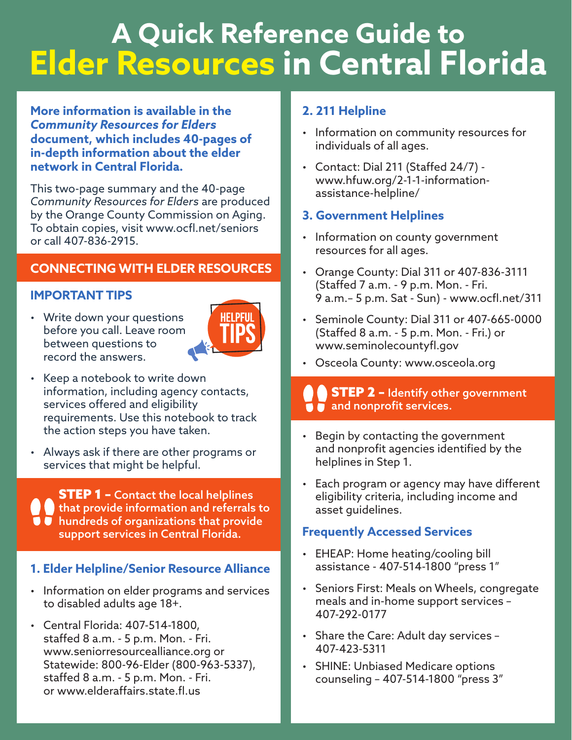# A Quick Reference Guide to Elder Resources in Central Florida

**More information is available in the *Community Resources for Elders* document, which includes 40-pages of in-depth information about the elder network in Central Florida.**

This two-page summary and the 40-page *Community Resources for Elders* are produced by the Orange County Commission on Aging. To obtain copies, visit www.ocfl.net/seniors or call 407-836-2915.

## CONNECTING WITH ELDER RESOURCES

### IMPORTANT TIPS

HELPFUL TIPS

- Write down your questions before you call. Leave room between questions to record the answers.
- Keep a notebook to write down information, including agency contacts, services offered and eligibility requirements. Use this notebook to track the action steps you have taken.
- Always ask if there are other programs or services that might be helpful.

**STEP 1 – Contact the local helplines that provide information and referrals to hundreds of organizations that provide support services in Central Florida.**

### 1. Elder Helpline/Senior Resource Alliance

- Information on elder programs and services to disabled adults age 18+.
- Central Florida: 407-514-1800, staffed 8 a.m. - 5 p.m. Mon. - Fri. www.seniorresourcealliance.org or Statewide: 800-96-Elder (800-963-5337), staffed 8 a.m. - 5 p.m. Mon. - Fri. or www.elderaffairs.state.fl.us

### 2. 211 Helpline

- Information on community resources for individuals of all ages.
- Contact: Dial 211 (Staffed 24/7) - www.hfuw.org/2-1-1-information-assistance-helpline/

### 3. Government Helplines

- Information on county government resources for all ages.
- Orange County: Dial 311 or 407-836-3111 (Staffed 7 a.m. - 9 p.m. Mon. - Fri. 9 a.m.– 5 p.m. Sat - Sun) - www.ocfl.net/311
- Seminole County: Dial 311 or 407-665-0000 (Staffed 8 a.m. - 5 p.m. Mon. - Fri.) or www.seminolecountyfl.gov
- Osceola County: www.osceola.org

**STEP 2 – Identify other government and nonprofit services.**

- Begin by contacting the government and nonprofit agencies identified by the helplines in Step 1.
- Each program or agency may have different eligibility criteria, including income and asset guidelines.

### Frequently Accessed Services

- EHEAP: Home heating/cooling bill assistance - 407-514-1800 "press 1"
- Seniors First: Meals on Wheels, congregate meals and in-home support services – 407-292-0177
- Share the Care: Adult day services – 407-423-5311
- SHINE: Unbiased Medicare options counseling – 407-514-1800 "press 3"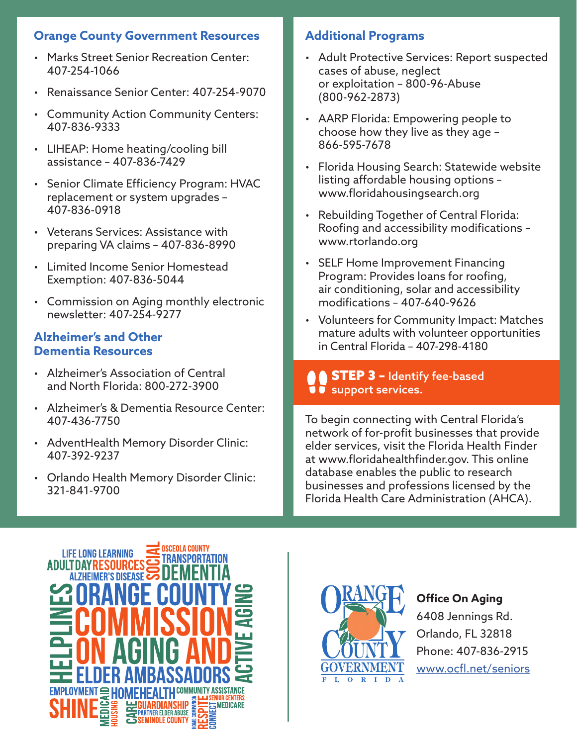## Orange County Government Resources

- Marks Street Senior Recreation Center: 407-254-1066
- Renaissance Senior Center: 407-254-9070
- Community Action Community Centers: 407-836-9333
- LIHEAP: Home heating/cooling bill assistance – 407-836-7429
- Senior Climate Efficiency Program: HVAC replacement or system upgrades – 407-836-0918
- Veterans Services: Assistance with preparing VA claims – 407-836-8990
- Limited Income Senior Homestead Exemption: 407-836-5044
- Commission on Aging monthly electronic newsletter: 407-254-9277

## Alzheimer's and Other Dementia Resources

- Alzheimer's Association of Central and North Florida: 800-272-3900
- Alzheimer's & Dementia Resource Center: 407-436-7750
- AdventHealth Memory Disorder Clinic: 407-392-9237
- Orlando Health Memory Disorder Clinic: 321-841-9700

## Additional Programs

- Adult Protective Services: Report suspected cases of abuse, neglect or exploitation – 800-96-Abuse (800-962-2873)
- AARP Florida: Empowering people to choose how they live as they age – 866-595-7678
- Florida Housing Search: Statewide website listing affordable housing options – www.floridahousingsearch.org
- Rebuilding Together of Central Florida: Roofing and accessibility modifications – www.rtorlando.org
- SELF Home Improvement Financing Program: Provides loans for roofing, air conditioning, solar and accessibility modifications – 407-640-9626
- Volunteers for Community Impact: Matches mature adults with volunteer opportunities in Central Florida – 407-298-4180

## STEP 3 – Identify fee-based support services.

To begin connecting with Central Florida's network of for-profit businesses that provide elder services, visit the Florida Health Finder at www.floridahealthfinder.gov. This online database enables the public to research businesses and professions licensed by the Florida Health Care Administration (AHCA).

LIFE LONG LEARNING OSCEOLA COUNTY ADULT DAY RESOURCES SOCIAL TRANSPORTATION ALZHEIMER'S DISEASE DEMENTIA HELPLINES ORANGE COUNTY COMMISSION ON AGING AND ELDER AMBASSADORS ACTIVE AGING EMPLOYMENT HOMEHEALTH COMMUNITY ASSISTANCE SHINE MEDICAID HOUSING CARE GUARDIANSHIP PARTNER ELDER ABUSE SEMINOLE COUNTY HOME COMPANION RESPITE CONNECT SENIOR CENTERS MEDICARE

Orange County Government Florida

**Office On Aging**
6408 Jennings Rd.
Orlando, FL 32818
Phone: 407-836-2915
www.ocfl.net/seniors